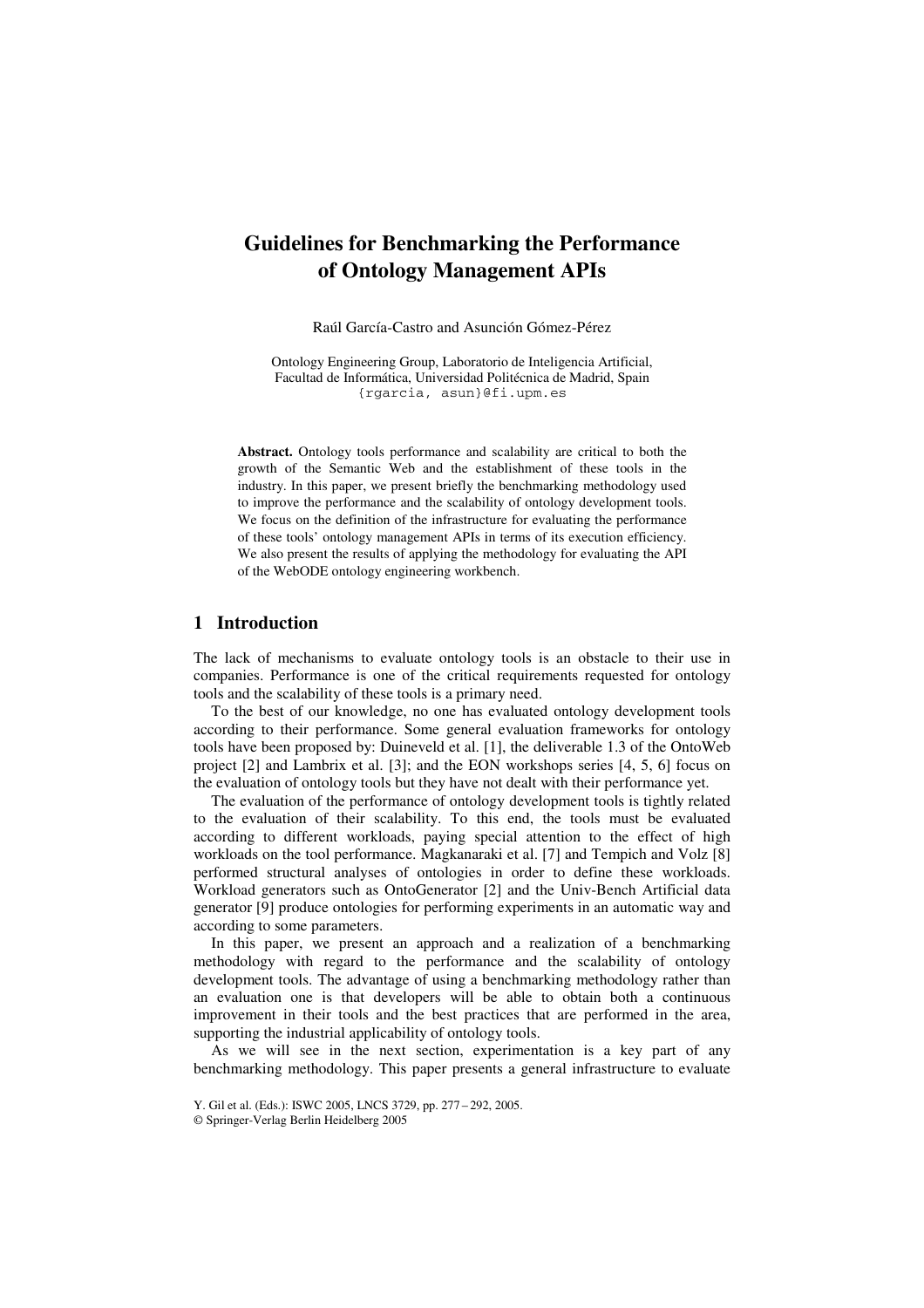# Guidelines for Benchmarking the Performance of Ontology Management APIs

Raúl García-Castro and Asunción Gómez-Pérez

Ontology Engineering Group, Laboratorio de Inteligencia Artificial,
Facultad de Informática, Universidad Politécnica de Madrid, Spain
{rgarcia, asun}@fi.upm.es

**Abstract.** Ontology tools performance and scalability are critical to both the growth of the Semantic Web and the establishment of these tools in the industry. In this paper, we present briefly the benchmarking methodology used to improve the performance and the scalability of ontology development tools. We focus on the definition of the infrastructure for evaluating the performance of these tools' ontology management APIs in terms of its execution efficiency. We also present the results of applying the methodology for evaluating the API of the WebODE ontology engineering workbench.

## 1 Introduction

The lack of mechanisms to evaluate ontology tools is an obstacle to their use in companies. Performance is one of the critical requirements requested for ontology tools and the scalability of these tools is a primary need.

To the best of our knowledge, no one has evaluated ontology development tools according to their performance. Some general evaluation frameworks for ontology tools have been proposed by: Duineveld et al. [1], the deliverable 1.3 of the OntoWeb project [2] and Lambrix et al. [3]; and the EON workshops series [4, 5, 6] focus on the evaluation of ontology tools but they have not dealt with their performance yet.

The evaluation of the performance of ontology development tools is tightly related to the evaluation of their scalability. To this end, the tools must be evaluated according to different workloads, paying special attention to the effect of high workloads on the tool performance. Magkanaraki et al. [7] and Tempich and Volz [8] performed structural analyses of ontologies in order to define these workloads. Workload generators such as OntoGenerator [2] and the Univ-Bench Artificial data generator [9] produce ontologies for performing experiments in an automatic way and according to some parameters.

In this paper, we present an approach and a realization of a benchmarking methodology with regard to the performance and the scalability of ontology development tools. The advantage of using a benchmarking methodology rather than an evaluation one is that developers will be able to obtain both a continuous improvement in their tools and the best practices that are performed in the area, supporting the industrial applicability of ontology tools.

As we will see in the next section, experimentation is a key part of any benchmarking methodology. This paper presents a general infrastructure to evaluate

Y. Gil et al. (Eds.): ISWC 2005, LNCS 3729, pp. 277 – 292, 2005.
© Springer-Verlag Berlin Heidelberg 2005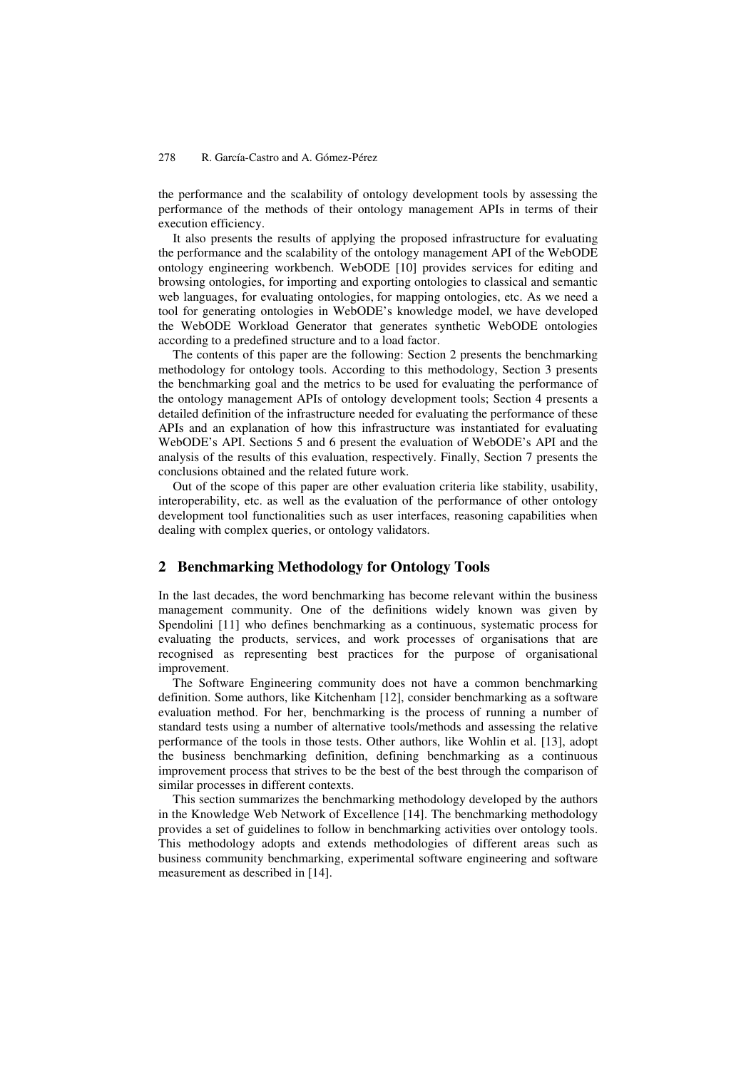the performance and the scalability of ontology development tools by assessing the performance of the methods of their ontology management APIs in terms of their execution efficiency.

It also presents the results of applying the proposed infrastructure for evaluating the performance and the scalability of the ontology management API of the WebODE ontology engineering workbench. WebODE [10] provides services for editing and browsing ontologies, for importing and exporting ontologies to classical and semantic web languages, for evaluating ontologies, for mapping ontologies, etc. As we need a tool for generating ontologies in WebODE's knowledge model, we have developed the WebODE Workload Generator that generates synthetic WebODE ontologies according to a predefined structure and to a load factor.

The contents of this paper are the following: Section 2 presents the benchmarking methodology for ontology tools. According to this methodology, Section 3 presents the benchmarking goal and the metrics to be used for evaluating the performance of the ontology management APIs of ontology development tools; Section 4 presents a detailed definition of the infrastructure needed for evaluating the performance of these APIs and an explanation of how this infrastructure was instantiated for evaluating WebODE's API. Sections 5 and 6 present the evaluation of WebODE's API and the analysis of the results of this evaluation, respectively. Finally, Section 7 presents the conclusions obtained and the related future work.

Out of the scope of this paper are other evaluation criteria like stability, usability, interoperability, etc. as well as the evaluation of the performance of other ontology development tool functionalities such as user interfaces, reasoning capabilities when dealing with complex queries, or ontology validators.

## 2 Benchmarking Methodology for Ontology Tools

In the last decades, the word benchmarking has become relevant within the business management community. One of the definitions widely known was given by Spendolini [11] who defines benchmarking as a continuous, systematic process for evaluating the products, services, and work processes of organisations that are recognised as representing best practices for the purpose of organisational improvement.

The Software Engineering community does not have a common benchmarking definition. Some authors, like Kitchenham [12], consider benchmarking as a software evaluation method. For her, benchmarking is the process of running a number of standard tests using a number of alternative tools/methods and assessing the relative performance of the tools in those tests. Other authors, like Wohlin et al. [13], adopt the business benchmarking definition, defining benchmarking as a continuous improvement process that strives to be the best of the best through the comparison of similar processes in different contexts.

This section summarizes the benchmarking methodology developed by the authors in the Knowledge Web Network of Excellence [14]. The benchmarking methodology provides a set of guidelines to follow in benchmarking activities over ontology tools. This methodology adopts and extends methodologies of different areas such as business community benchmarking, experimental software engineering and software measurement as described in [14].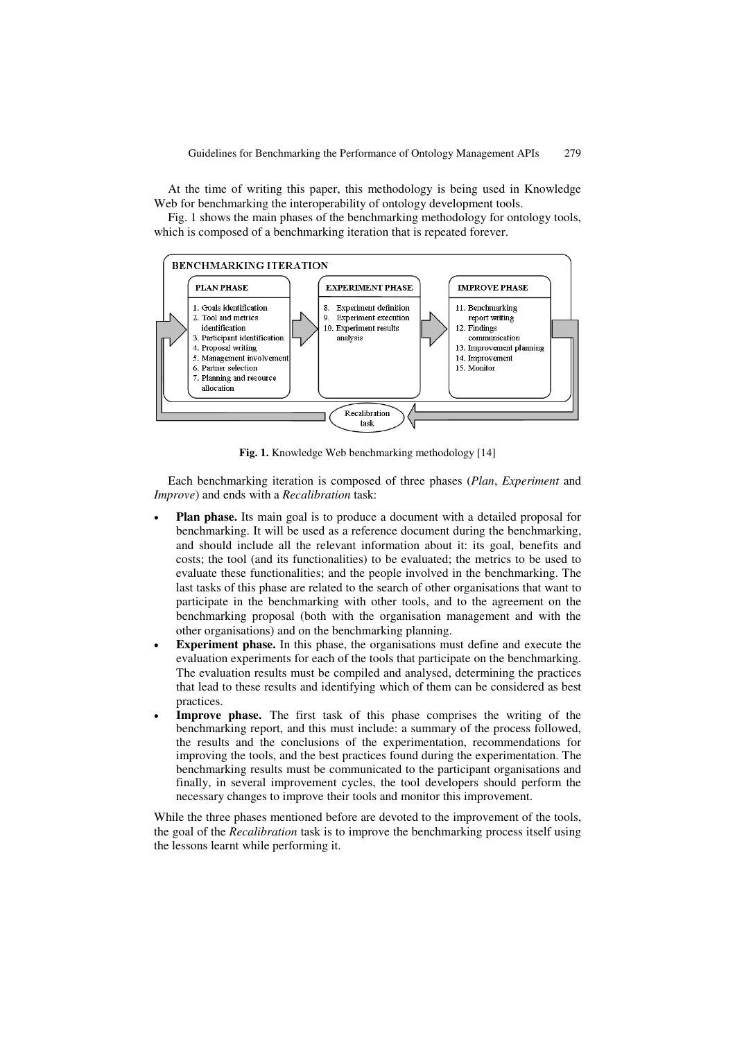At the time of writing this paper, this methodology is being used in Knowledge Web for benchmarking the interoperability of ontology development tools.

Fig. 1 shows the main phases of the benchmarking methodology for ontology tools, which is composed of a benchmarking iteration that is repeated forever.

**BENCHMARKING ITERATION**

**PLAN PHASE**
1. Goals identification
2. Tool and metrics identification
3. Participant identification
4. Proposal writing
5. Management involvement
6. Partner selection
7. Planning and resource allocation

**EXPERIMENT PHASE**
8. Experiment definition
9. Experiment execution
10. Experiment results analysis

**IMPROVE PHASE**
11. Benchmarking report writing
12. Findings communication
13. Improvement planning
14. Improvement
15. Monitor

Recalibration task

**Fig. 1.** Knowledge Web benchmarking methodology [14]

Each benchmarking iteration is composed of three phases (*Plan*, *Experiment* and *Improve*) and ends with a *Recalibration* task:

- **Plan phase.** Its main goal is to produce a document with a detailed proposal for benchmarking. It will be used as a reference document during the benchmarking, and should include all the relevant information about it: its goal, benefits and costs; the tool (and its functionalities) to be evaluated; the metrics to be used to evaluate these functionalities; and the people involved in the benchmarking. The last tasks of this phase are related to the search of other organisations that want to participate in the benchmarking with other tools, and to the agreement on the benchmarking proposal (both with the organisation management and with the other organisations) and on the benchmarking planning.
- **Experiment phase.** In this phase, the organisations must define and execute the evaluation experiments for each of the tools that participate on the benchmarking. The evaluation results must be compiled and analysed, determining the practices that lead to these results and identifying which of them can be considered as best practices.
- **Improve phase.** The first task of this phase comprises the writing of the benchmarking report, and this must include: a summary of the process followed, the results and the conclusions of the experimentation, recommendations for improving the tools, and the best practices found during the experimentation. The benchmarking results must be communicated to the participant organisations and finally, in several improvement cycles, the tool developers should perform the necessary changes to improve their tools and monitor this improvement.

While the three phases mentioned before are devoted to the improvement of the tools, the goal of the *Recalibration* task is to improve the benchmarking process itself using the lessons learnt while performing it.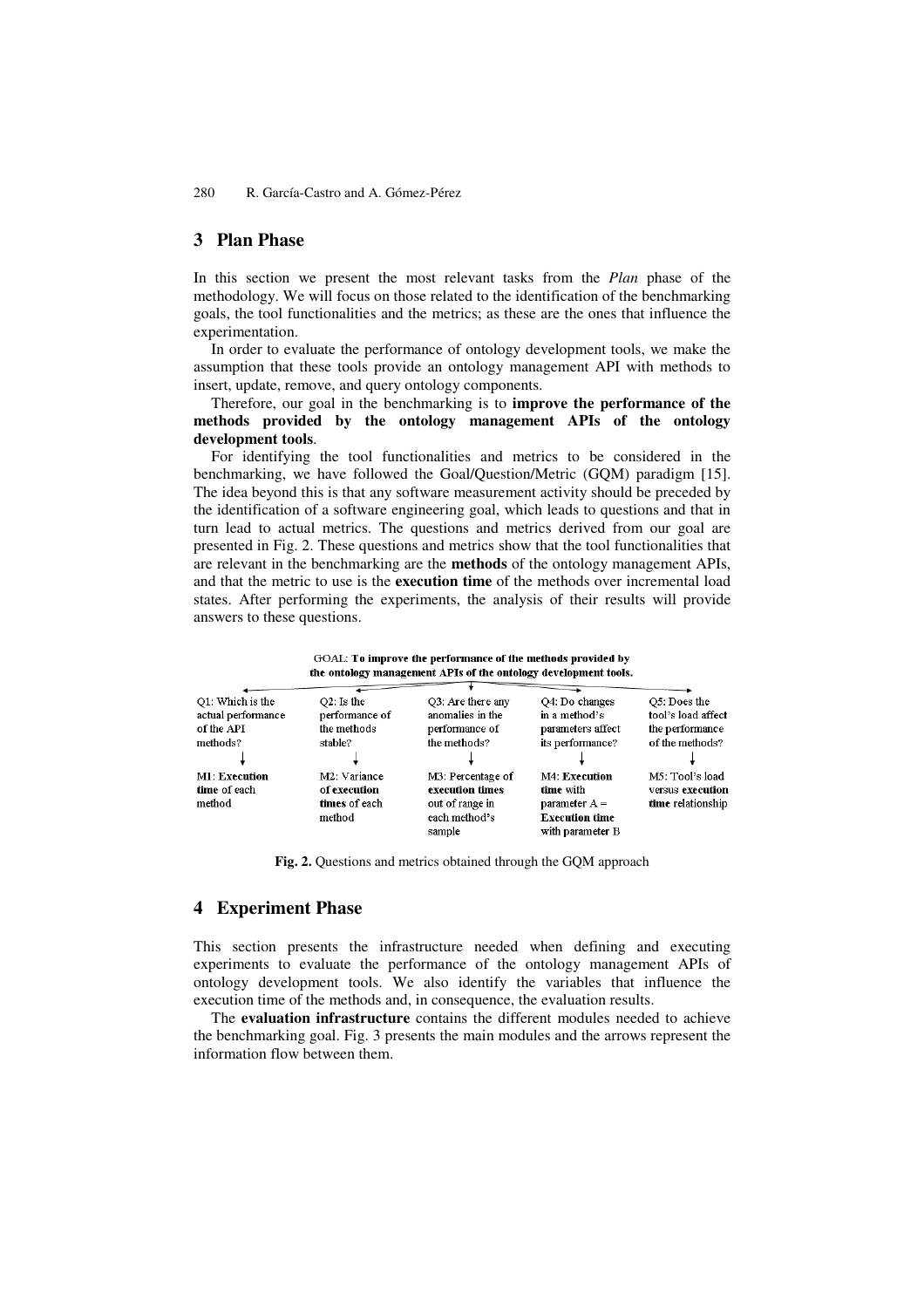## 3 Plan Phase

In this section we present the most relevant tasks from the *Plan* phase of the methodology. We will focus on those related to the identification of the benchmarking goals, the tool functionalities and the metrics; as these are the ones that influence the experimentation.

In order to evaluate the performance of ontology development tools, we make the assumption that these tools provide an ontology management API with methods to insert, update, remove, and query ontology components.

Therefore, our goal in the benchmarking is to **improve the performance of the methods provided by the ontology management APIs of the ontology development tools**.

For identifying the tool functionalities and metrics to be considered in the benchmarking, we have followed the Goal/Question/Metric (GQM) paradigm [15]. The idea beyond this is that any software measurement activity should be preceded by the identification of a software engineering goal, which leads to questions and that in turn lead to actual metrics. The questions and metrics derived from our goal are presented in Fig. 2. These questions and metrics show that the tool functionalities that are relevant in the benchmarking are the **methods** of the ontology management APIs, and that the metric to use is the **execution time** of the methods over incremental load states. After performing the experiments, the analysis of their results will provide answers to these questions.

GOAL: **To improve the performance of the methods provided by the ontology management APIs of the ontology development tools.**

| Q1: Which is the actual performance of the API methods? | Q2: Is the performance of the methods stable? | Q3: Are there any anomalies in the performance of the methods? | Q4: Do changes in a method's parameters affect its performance? | Q5: Does the tool's load affect the performance of the methods? |
|---|---|---|---|---|
| M1: **Execution time** of each method | M2: Variance of **execution times** of each method | M3: Percentage of **execution times** out of range in each method's sample | M4: **Execution time** with parameter A = **Execution time** with parameter B | M5: Tool's load versus **execution time** relationship |

**Fig. 2.** Questions and metrics obtained through the GQM approach

## 4 Experiment Phase

This section presents the infrastructure needed when defining and executing experiments to evaluate the performance of the ontology management APIs of ontology development tools. We also identify the variables that influence the execution time of the methods and, in consequence, the evaluation results.

The **evaluation infrastructure** contains the different modules needed to achieve the benchmarking goal. Fig. 3 presents the main modules and the arrows represent the information flow between them.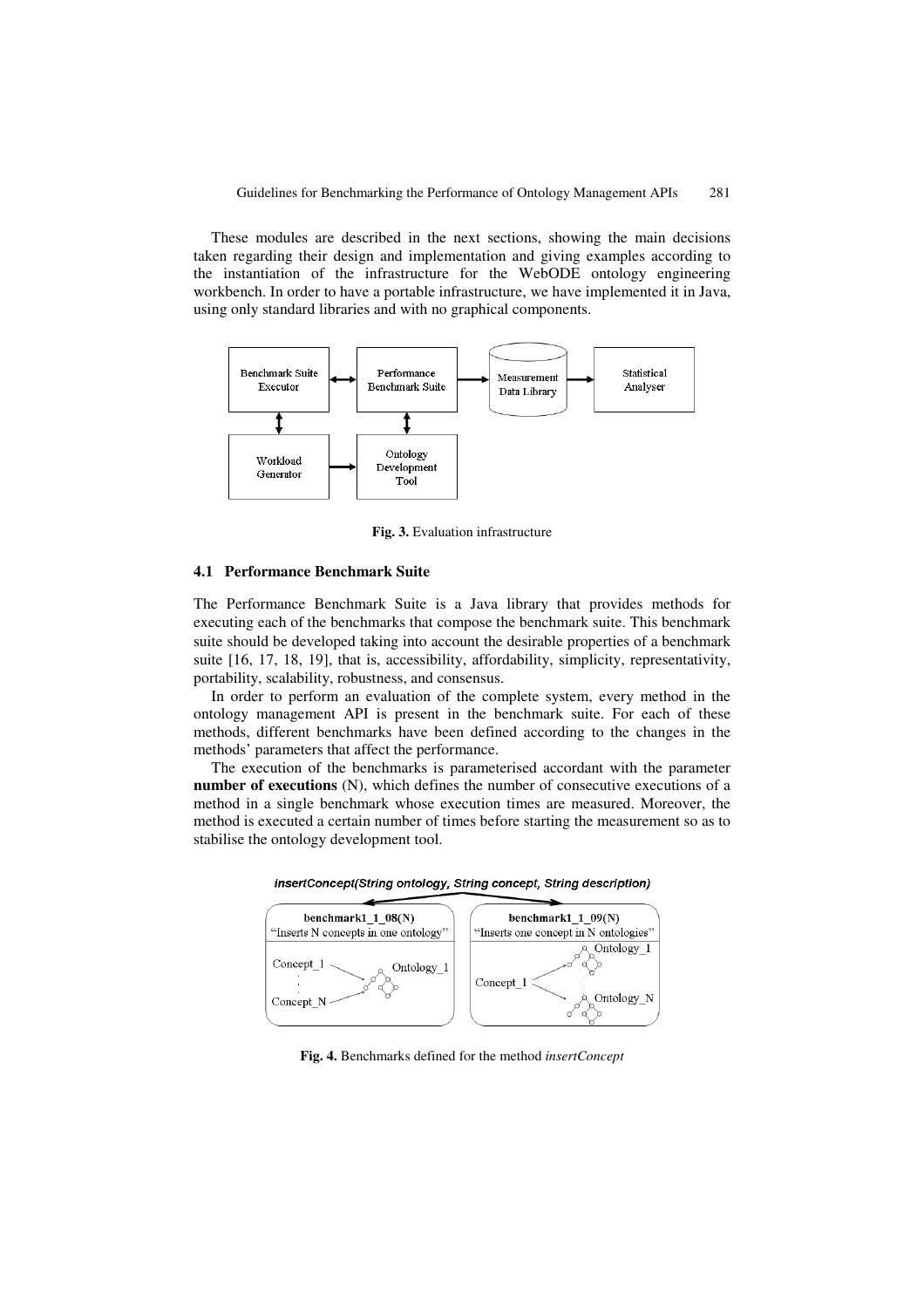These modules are described in the next sections, showing the main decisions taken regarding their design and implementation and giving examples according to the instantiation of the infrastructure for the WebODE ontology engineering workbench. In order to have a portable infrastructure, we have implemented it in Java, using only standard libraries and with no graphical components.

**Fig. 3.** Evaluation infrastructure

### 4.1 Performance Benchmark Suite

The Performance Benchmark Suite is a Java library that provides methods for executing each of the benchmarks that compose the benchmark suite. This benchmark suite should be developed taking into account the desirable properties of a benchmark suite [16, 17, 18, 19], that is, accessibility, affordability, simplicity, representativity, portability, scalability, robustness, and consensus.

In order to perform an evaluation of the complete system, every method in the ontology management API is present in the benchmark suite. For each of these methods, different benchmarks have been defined according to the changes in the methods' parameters that affect the performance.

The execution of the benchmarks is parameterised accordant with the parameter **number of executions** (N), which defines the number of consecutive executions of a method in a single benchmark whose execution times are measured. Moreover, the method is executed a certain number of times before starting the measurement so as to stabilise the ontology development tool.

**Fig. 4.** Benchmarks defined for the method *insertConcept*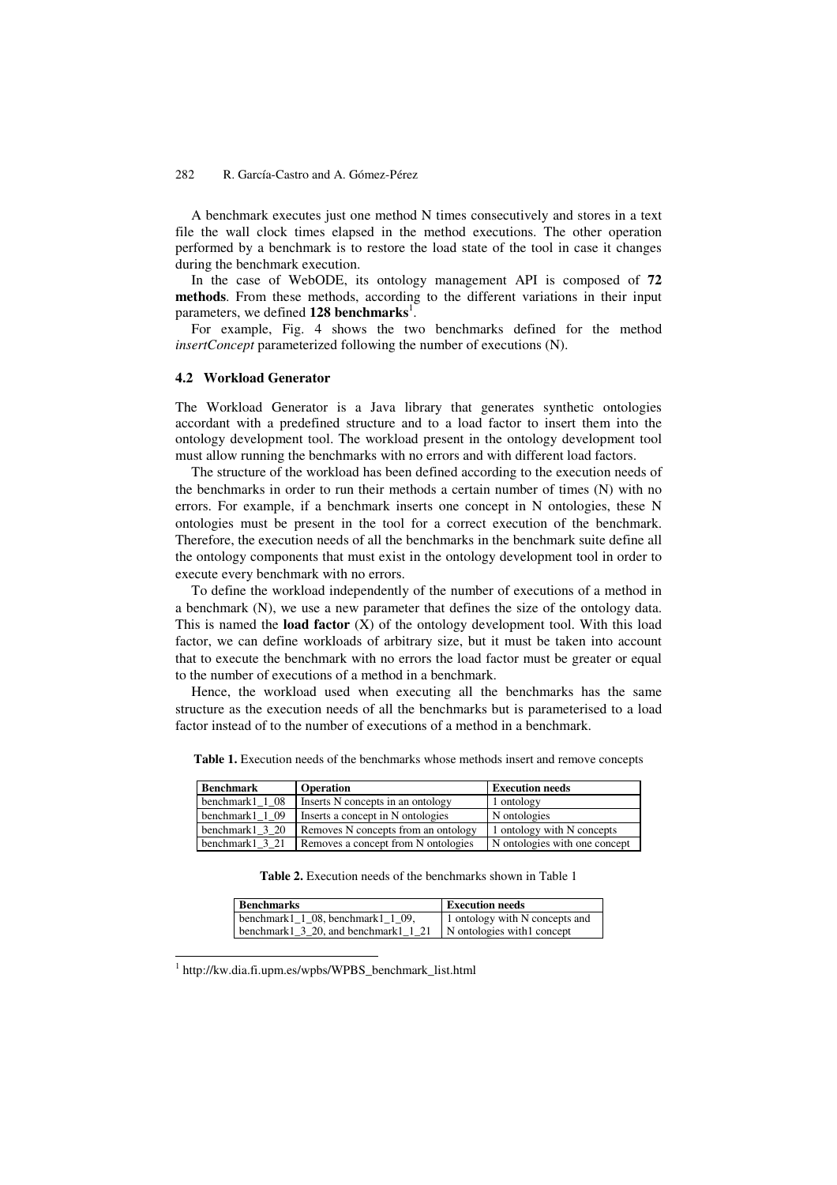A benchmark executes just one method N times consecutively and stores in a text file the wall clock times elapsed in the method executions. The other operation performed by a benchmark is to restore the load state of the tool in case it changes during the benchmark execution.

In the case of WebODE, its ontology management API is composed of **72 methods**. From these methods, according to the different variations in their input parameters, we defined **128 benchmarks**[1].

For example, Fig. 4 shows the two benchmarks defined for the method *insertConcept* parameterized following the number of executions (N).

### 4.2 Workload Generator

The Workload Generator is a Java library that generates synthetic ontologies accordant with a predefined structure and to a load factor to insert them into the ontology development tool. The workload present in the ontology development tool must allow running the benchmarks with no errors and with different load factors.

The structure of the workload has been defined according to the execution needs of the benchmarks in order to run their methods a certain number of times (N) with no errors. For example, if a benchmark inserts one concept in N ontologies, these N ontologies must be present in the tool for a correct execution of the benchmark. Therefore, the execution needs of all the benchmarks in the benchmark suite define all the ontology components that must exist in the ontology development tool in order to execute every benchmark with no errors.

To define the workload independently of the number of executions of a method in a benchmark (N), we use a new parameter that defines the size of the ontology data. This is named the **load factor** (X) of the ontology development tool. With this load factor, we can define workloads of arbitrary size, but it must be taken into account that to execute the benchmark with no errors the load factor must be greater or equal to the number of executions of a method in a benchmark.

Hence, the workload used when executing all the benchmarks has the same structure as the execution needs of all the benchmarks but is parameterised to a load factor instead of to the number of executions of a method in a benchmark.

**Table 1.** Execution needs of the benchmarks whose methods insert and remove concepts

| Benchmark | Operation | Execution needs |
|---|---|---|
| benchmark1_1_08 | Inserts N concepts in an ontology | 1 ontology |
| benchmark1_1_09 | Inserts a concept in N ontologies | N ontologies |
| benchmark1_3_20 | Removes N concepts from an ontology | 1 ontology with N concepts |
| benchmark1_3_21 | Removes a concept from N ontologies | N ontologies with one concept |

**Table 2.** Execution needs of the benchmarks shown in Table 1

| Benchmarks | Execution needs |
|---|---|
| benchmark1_1_08, benchmark1_1_09, benchmark1_3_20, and benchmark1_1_21 | 1 ontology with N concepts and N ontologies with1 concept |

[1] http://kw.dia.fi.upm.es/wpbs/WPBS_benchmark_list.html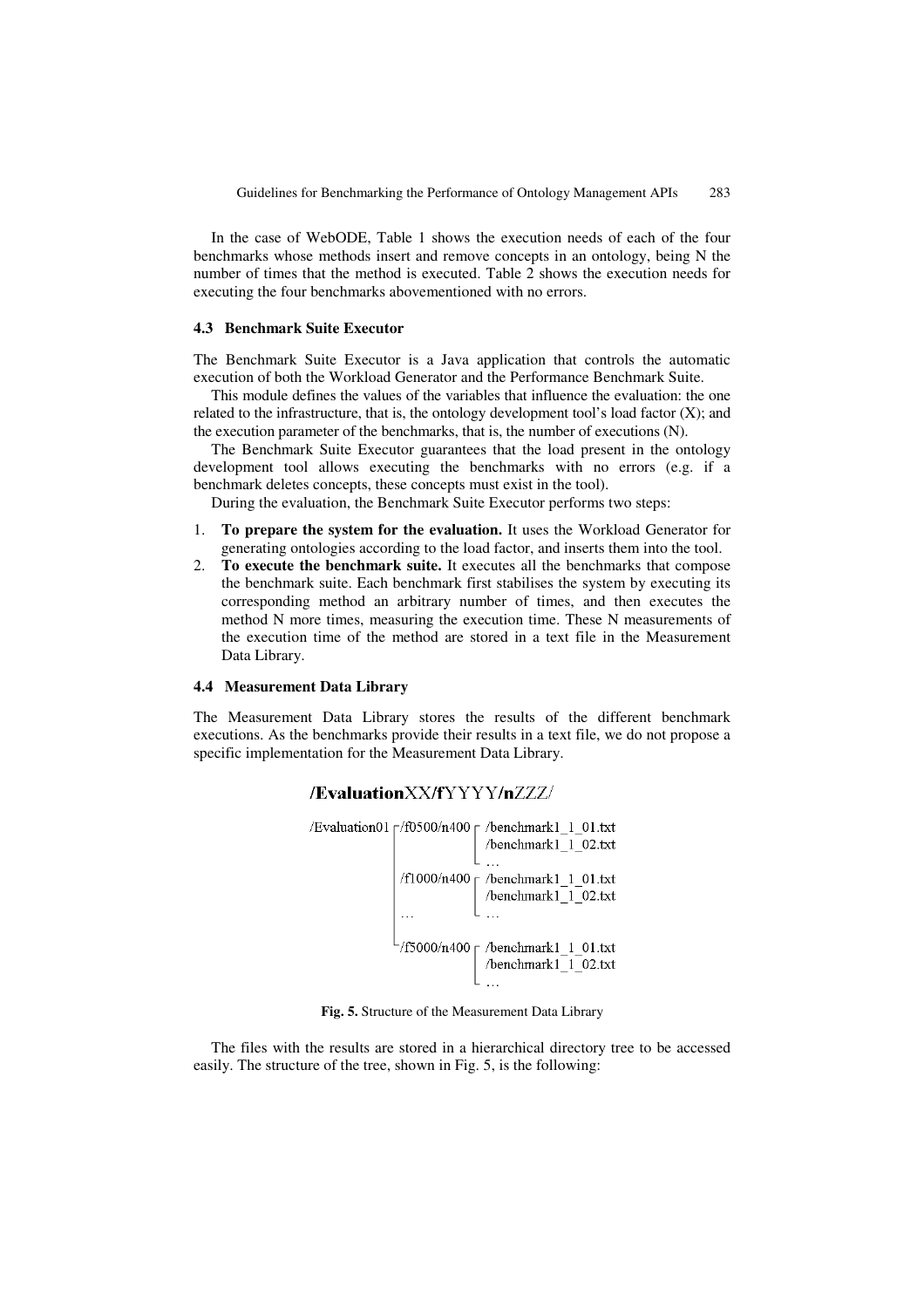In the case of WebODE, Table 1 shows the execution needs of each of the four benchmarks whose methods insert and remove concepts in an ontology, being N the number of times that the method is executed. Table 2 shows the execution needs for executing the four benchmarks abovementioned with no errors.

### 4.3 Benchmark Suite Executor

The Benchmark Suite Executor is a Java application that controls the automatic execution of both the Workload Generator and the Performance Benchmark Suite.

This module defines the values of the variables that influence the evaluation: the one related to the infrastructure, that is, the ontology development tool's load factor (X); and the execution parameter of the benchmarks, that is, the number of executions (N).

The Benchmark Suite Executor guarantees that the load present in the ontology development tool allows executing the benchmarks with no errors (e.g. if a benchmark deletes concepts, these concepts must exist in the tool).

During the evaluation, the Benchmark Suite Executor performs two steps:

1. **To prepare the system for the evaluation.** It uses the Workload Generator for generating ontologies according to the load factor, and inserts them into the tool.
2. **To execute the benchmark suite.** It executes all the benchmarks that compose the benchmark suite. Each benchmark first stabilises the system by executing its corresponding method an arbitrary number of times, and then executes the method N more times, measuring the execution time. These N measurements of the execution time of the method are stored in a text file in the Measurement Data Library.

### 4.4 Measurement Data Library

The Measurement Data Library stores the results of the different benchmark executions. As the benchmarks provide their results in a text file, we do not propose a specific implementation for the Measurement Data Library.

```
/EvaluationXX/fYYYY/nZZZ/

/Evaluation01 ┌/f0500/n400 ┌ /benchmark1_1_01.txt
              │            │ /benchmark1_1_02.txt
              │            └ …
              │ /f1000/n400 ┌ /benchmark1_1_01.txt
              │            │ /benchmark1_1_02.txt
              │ …          └ …
              │
              └/f5000/n400 ┌ /benchmark1_1_01.txt
                           │ /benchmark1_1_02.txt
                           └ …
```

**Fig. 5.** Structure of the Measurement Data Library

The files with the results are stored in a hierarchical directory tree to be accessed easily. The structure of the tree, shown in Fig. 5, is the following: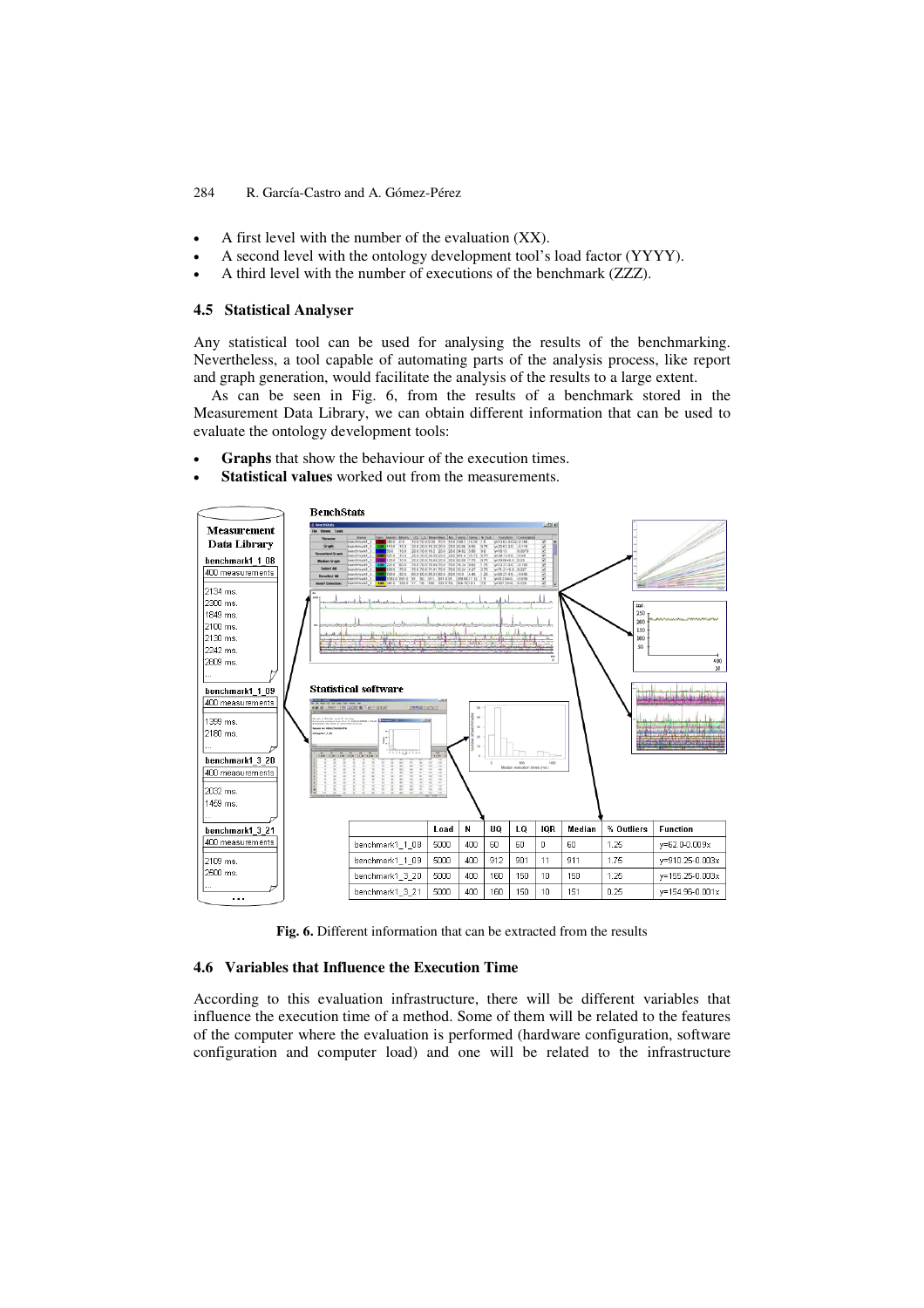- A first level with the number of the evaluation (XX).
- A second level with the ontology development tool's load factor (YYYY).
- A third level with the number of executions of the benchmark (ZZZ).

### 4.5 Statistical Analyser

Any statistical tool can be used for analysing the results of the benchmarking. Nevertheless, a tool capable of automating parts of the analysis process, like report and graph generation, would facilitate the analysis of the results to a large extent.

As can be seen in Fig. 6, from the results of a benchmark stored in the Measurement Data Library, we can obtain different information that can be used to evaluate the ontology development tools:

- **Graphs** that show the behaviour of the execution times.
- **Statistical values** worked out from the measurements.

|  | Load | N | UQ | LQ | IQR | Median | % Outliers | Function |
|---|---|---|---|---|---|---|---|---|
| benchmark1_1_08 | 5000 | 400 | 60 | 60 | 0 | 60 | 1.25 | y=62.0-0.009x |
| benchmark1_1_09 | 5000 | 400 | 912 | 901 | 11 | 911 | 1.75 | y=910.25-0.003x |
| benchmark1_3_20 | 5000 | 400 | 160 | 150 | 10 | 150 | 1.25 | y=155.25-0.003x |
| benchmark1_3_21 | 5000 | 400 | 160 | 150 | 10 | 151 | 0.25 | y=154.96-0.001x |

**Fig. 6.** Different information that can be extracted from the results

### 4.6 Variables that Influence the Execution Time

According to this evaluation infrastructure, there will be different variables that influence the execution time of a method. Some of them will be related to the features of the computer where the evaluation is performed (hardware configuration, software configuration and computer load) and one will be related to the infrastructure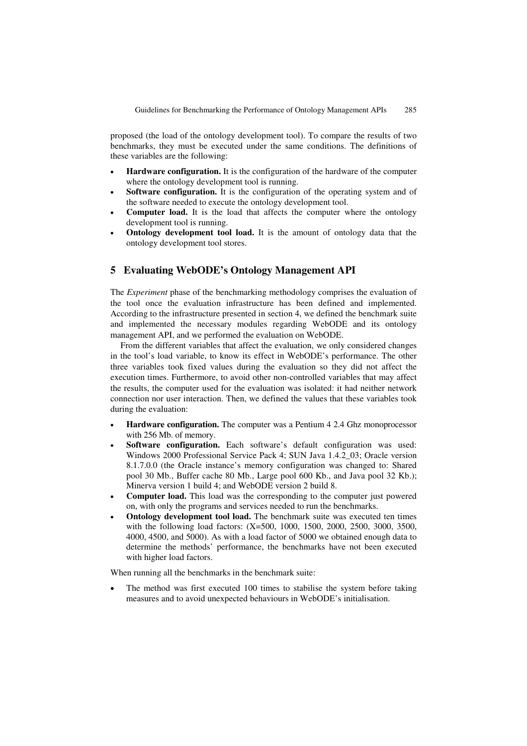proposed (the load of the ontology development tool). To compare the results of two benchmarks, they must be executed under the same conditions. The definitions of these variables are the following:

- **Hardware configuration.** It is the configuration of the hardware of the computer where the ontology development tool is running.
- **Software configuration.** It is the configuration of the operating system and of the software needed to execute the ontology development tool.
- **Computer load.** It is the load that affects the computer where the ontology development tool is running.
- **Ontology development tool load.** It is the amount of ontology data that the ontology development tool stores.

## 5 Evaluating WebODE's Ontology Management API

The *Experiment* phase of the benchmarking methodology comprises the evaluation of the tool once the evaluation infrastructure has been defined and implemented. According to the infrastructure presented in section 4, we defined the benchmark suite and implemented the necessary modules regarding WebODE and its ontology management API, and we performed the evaluation on WebODE.

From the different variables that affect the evaluation, we only considered changes in the tool's load variable, to know its effect in WebODE's performance. The other three variables took fixed values during the evaluation so they did not affect the execution times. Furthermore, to avoid other non-controlled variables that may affect the results, the computer used for the evaluation was isolated: it had neither network connection nor user interaction. Then, we defined the values that these variables took during the evaluation:

- **Hardware configuration.** The computer was a Pentium 4 2.4 Ghz monoprocessor with 256 Mb. of memory.
- **Software configuration.** Each software's default configuration was used: Windows 2000 Professional Service Pack 4; SUN Java 1.4.2_03; Oracle version 8.1.7.0.0 (the Oracle instance's memory configuration was changed to: Shared pool 30 Mb., Buffer cache 80 Mb., Large pool 600 Kb., and Java pool 32 Kb.); Minerva version 1 build 4; and WebODE version 2 build 8.
- **Computer load.** This load was the corresponding to the computer just powered on, with only the programs and services needed to run the benchmarks.
- **Ontology development tool load.** The benchmark suite was executed ten times with the following load factors: (X=500, 1000, 1500, 2000, 2500, 3000, 3500, 4000, 4500, and 5000). As with a load factor of 5000 we obtained enough data to determine the methods' performance, the benchmarks have not been executed with higher load factors.

When running all the benchmarks in the benchmark suite:

- The method was first executed 100 times to stabilise the system before taking measures and to avoid unexpected behaviours in WebODE's initialisation.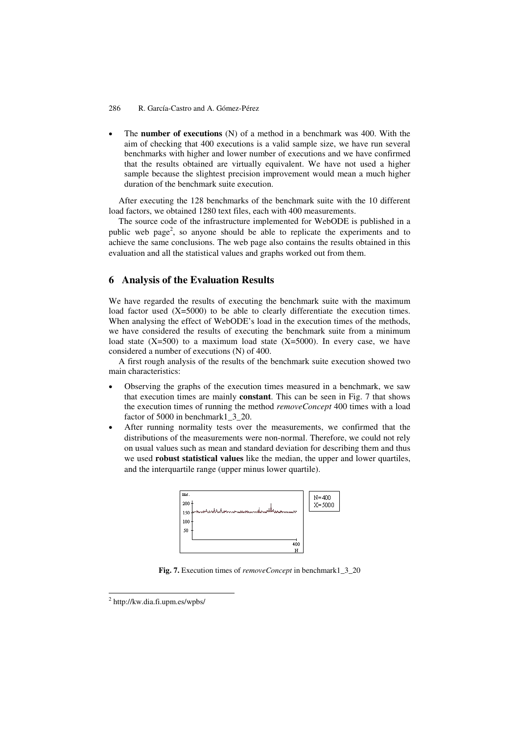- The **number of executions** (N) of a method in a benchmark was 400. With the aim of checking that 400 executions is a valid sample size, we have run several benchmarks with higher and lower number of executions and we have confirmed that the results obtained are virtually equivalent. We have not used a higher sample because the slightest precision improvement would mean a much higher duration of the benchmark suite execution.

After executing the 128 benchmarks of the benchmark suite with the 10 different load factors, we obtained 1280 text files, each with 400 measurements.

The source code of the infrastructure implemented for WebODE is published in a public web page[2], so anyone should be able to replicate the experiments and to achieve the same conclusions. The web page also contains the results obtained in this evaluation and all the statistical values and graphs worked out from them.

## 6 Analysis of the Evaluation Results

We have regarded the results of executing the benchmark suite with the maximum load factor used (X=5000) to be able to clearly differentiate the execution times. When analysing the effect of WebODE's load in the execution times of the methods, we have considered the results of executing the benchmark suite from a minimum load state (X=500) to a maximum load state (X=5000). In every case, we have considered a number of executions (N) of 400.

A first rough analysis of the results of the benchmark suite execution showed two main characteristics:

- Observing the graphs of the execution times measured in a benchmark, we saw that execution times are mainly **constant**. This can be seen in Fig. 7 that shows the execution times of running the method *removeConcept* 400 times with a load factor of 5000 in benchmark1_3_20.
- After running normality tests over the measurements, we confirmed that the distributions of the measurements were non-normal. Therefore, we could not rely on usual values such as mean and standard deviation for describing them and thus we used **robust statistical values** like the median, the upper and lower quartiles, and the interquartile range (upper minus lower quartile).

**Fig. 7.** Execution times of *removeConcept* in benchmark1_3_20

[2] http://kw.dia.fi.upm.es/wpbs/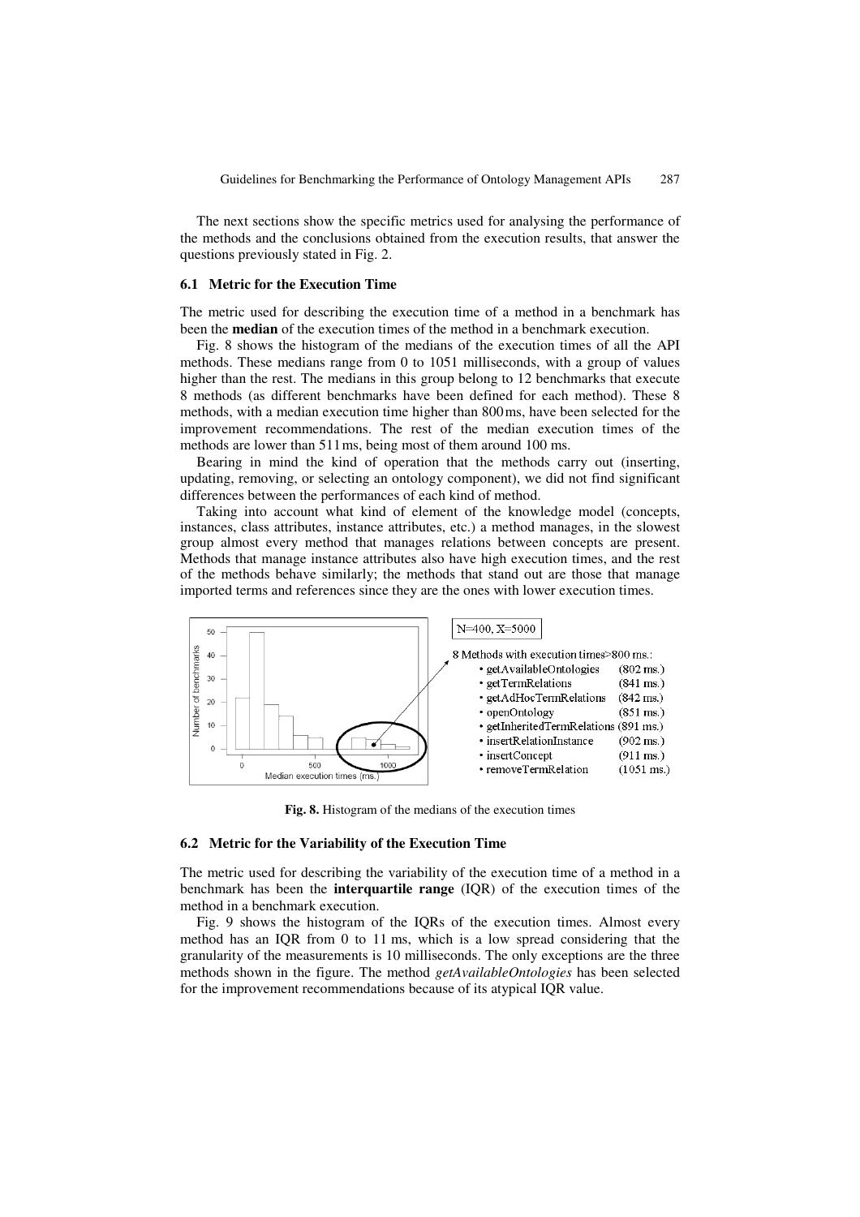The next sections show the specific metrics used for analysing the performance of the methods and the conclusions obtained from the execution results, that answer the questions previously stated in Fig. 2.

### 6.1 Metric for the Execution Time

The metric used for describing the execution time of a method in a benchmark has been the **median** of the execution times of the method in a benchmark execution.

Fig. 8 shows the histogram of the medians of the execution times of all the API methods. These medians range from 0 to 1051 milliseconds, with a group of values higher than the rest. The medians in this group belong to 12 benchmarks that execute 8 methods (as different benchmarks have been defined for each method). These 8 methods, with a median execution time higher than 800 ms, have been selected for the improvement recommendations. The rest of the median execution times of the methods are lower than 511 ms, being most of them around 100 ms.

Bearing in mind the kind of operation that the methods carry out (inserting, updating, removing, or selecting an ontology component), we did not find significant differences between the performances of each kind of method.

Taking into account what kind of element of the knowledge model (concepts, instances, class attributes, instance attributes, etc.) a method manages, in the slowest group almost every method that manages relations between concepts are present. Methods that manage instance attributes also have high execution times, and the rest of the methods behave similarly; the methods that stand out are those that manage imported terms and references since they are the ones with lower execution times.

N=400, X=5000

8 Methods with execution times>800 ms.:

- getAvailableOntologies (802 ms.)
- getTermRelations (841 ms.)
- getAdHocTermRelations (842 ms.)
- openOntology (851 ms.)
- getInheritedTermRelations (891 ms.)
- insertRelationInstance (902 ms.)
- insertConcept (911 ms.)
- removeTermRelation (1051 ms.)

**Fig. 8.** Histogram of the medians of the execution times

### 6.2 Metric for the Variability of the Execution Time

The metric used for describing the variability of the execution time of a method in a benchmark has been the **interquartile range** (IQR) of the execution times of the method in a benchmark execution.

Fig. 9 shows the histogram of the IQRs of the execution times. Almost every method has an IQR from 0 to 11 ms, which is a low spread considering that the granularity of the measurements is 10 milliseconds. The only exceptions are the three methods shown in the figure. The method *getAvailableOntologies* has been selected for the improvement recommendations because of its atypical IQR value.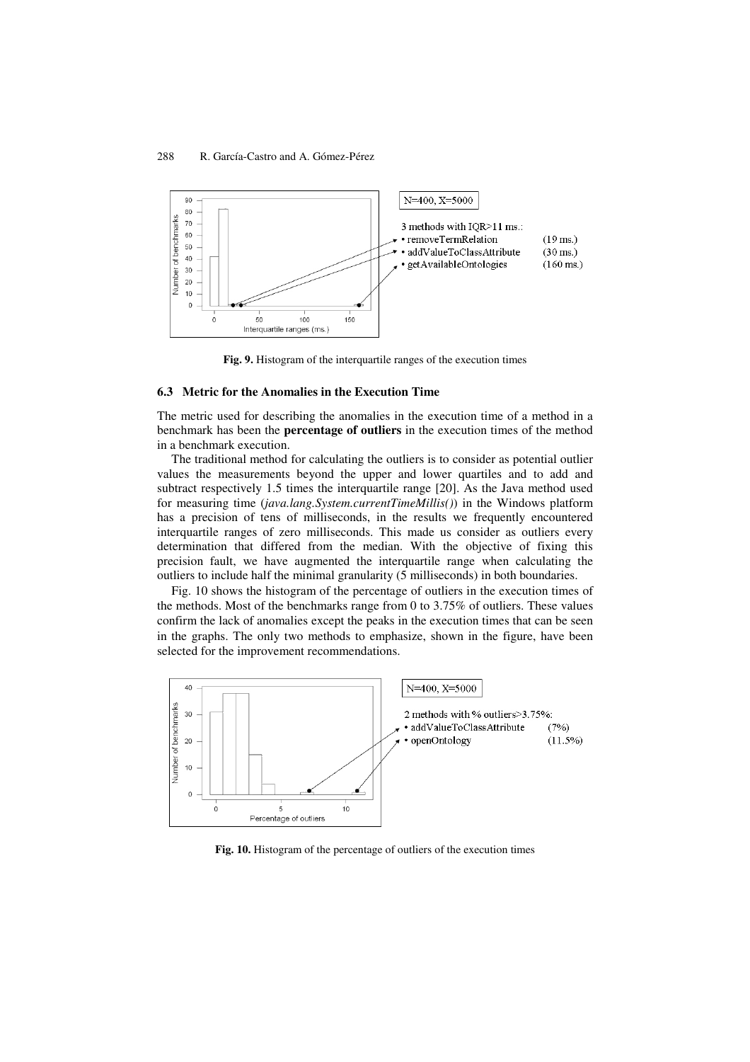Fig. 9. Histogram of the interquartile ranges of the execution times

### 6.3 Metric for the Anomalies in the Execution Time

The metric used for describing the anomalies in the execution time of a method in a benchmark has been the **percentage of outliers** in the execution times of the method in a benchmark execution.

The traditional method for calculating the outliers is to consider as potential outlier values the measurements beyond the upper and lower quartiles and to add and subtract respectively 1.5 times the interquartile range [20]. As the Java method used for measuring time (*java.lang.System.currentTimeMillis()*) in the Windows platform has a precision of tens of milliseconds, in the results we frequently encountered interquartile ranges of zero milliseconds. This made us consider as outliers every determination that differed from the median. With the objective of fixing this precision fault, we have augmented the interquartile range when calculating the outliers to include half the minimal granularity (5 milliseconds) in both boundaries.

Fig. 10 shows the histogram of the percentage of outliers in the execution times of the methods. Most of the benchmarks range from 0 to 3.75% of outliers. These values confirm the lack of anomalies except the peaks in the execution times that can be seen in the graphs. The only two methods to emphasize, shown in the figure, have been selected for the improvement recommendations.

Fig. 10. Histogram of the percentage of outliers of the execution times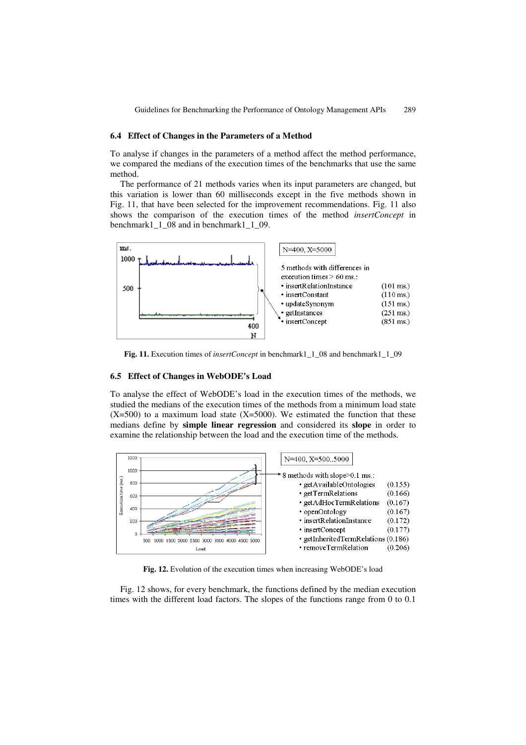### 6.4 Effect of Changes in the Parameters of a Method

To analyse if changes in the parameters of a method affect the method performance, we compared the medians of the execution times of the benchmarks that use the same method.

The performance of 21 methods varies when its input parameters are changed, but this variation is lower than 60 milliseconds except in the five methods shown in Fig. 11, that have been selected for the improvement recommendations. Fig. 11 also shows the comparison of the execution times of the method *insertConcept* in benchmark1_1_08 and in benchmark1_1_09.

N=400, X=5000

5 methods with differences in execution times > 60 ms.:

- insertRelationInstance (101 ms.)
- insertConstant (110 ms.)
- updateSynonym (151 ms.)
- getInstances (251 ms.)
- insertConcept (851 ms.)

**Fig. 11.** Execution times of *insertConcept* in benchmark1_1_08 and benchmark1_1_09

### 6.5 Effect of Changes in WebODE's Load

To analyse the effect of WebODE's load in the execution times of the methods, we studied the medians of the execution times of the methods from a minimum load state (X=500) to a maximum load state (X=5000). We estimated the function that these medians define by **simple linear regression** and considered its **slope** in order to examine the relationship between the load and the execution time of the methods.

N=400, X=500..5000

8 methods with slope>0.1 ms.:

- getAvailableOntologies (0.155)
- getTermRelations (0.166)
- getAdHocTermRelations (0.167)
- openOntology (0.167)
- insertRelationInstance (0.172)
- insertConcept (0.177)
- getInheritedTermRelations (0.186)
- removeTermRelation (0.206)

**Fig. 12.** Evolution of the execution times when increasing WebODE's load

Fig. 12 shows, for every benchmark, the functions defined by the median execution times with the different load factors. The slopes of the functions range from 0 to 0.1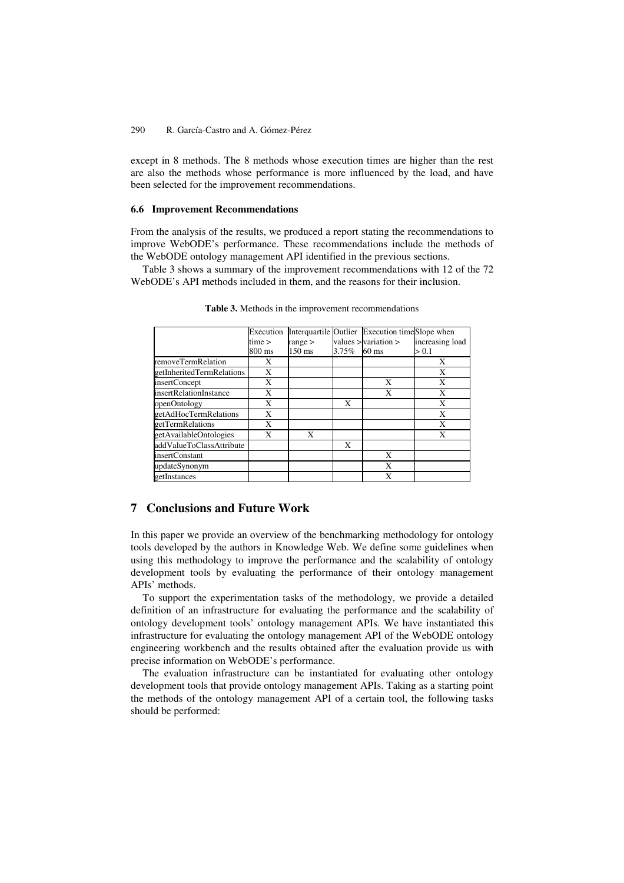except in 8 methods. The 8 methods whose execution times are higher than the rest are also the methods whose performance is more influenced by the load, and have been selected for the improvement recommendations.

### 6.6 Improvement Recommendations

From the analysis of the results, we produced a report stating the recommendations to improve WebODE's performance. These recommendations include the methods of the WebODE ontology management API identified in the previous sections.

Table 3 shows a summary of the improvement recommendations with 12 of the 72 WebODE's API methods included in them, and the reasons for their inclusion.

**Table 3.** Methods in the improvement recommendations

| | Execution time > 800 ms | Interquartile range > 150 ms | Outlier values > 3.75% | Execution time variation > 60 ms | Slope when increasing load > 0.1 |
|---|---|---|---|---|---|
| removeTermRelation | X | | | | X |
| getInheritedTermRelations | X | | | | X |
| insertConcept | X | | | X | X |
| insertRelationInstance | X | | | X | X |
| openOntology | X | | X | | X |
| getAdHocTermRelations | X | | | | X |
| getTermRelations | X | | | | X |
| getAvailableOntologies | X | X | | | X |
| addValueToClassAttribute | | | X | | |
| insertConstant | | | | X | |
| updateSynonym | | | | X | |
| getInstances | | | | X | |

## 7 Conclusions and Future Work

In this paper we provide an overview of the benchmarking methodology for ontology tools developed by the authors in Knowledge Web. We define some guidelines when using this methodology to improve the performance and the scalability of ontology development tools by evaluating the performance of their ontology management APIs' methods.

To support the experimentation tasks of the methodology, we provide a detailed definition of an infrastructure for evaluating the performance and the scalability of ontology development tools' ontology management APIs. We have instantiated this infrastructure for evaluating the ontology management API of the WebODE ontology engineering workbench and the results obtained after the evaluation provide us with precise information on WebODE's performance.

The evaluation infrastructure can be instantiated for evaluating other ontology development tools that provide ontology management APIs. Taking as a starting point the methods of the ontology management API of a certain tool, the following tasks should be performed: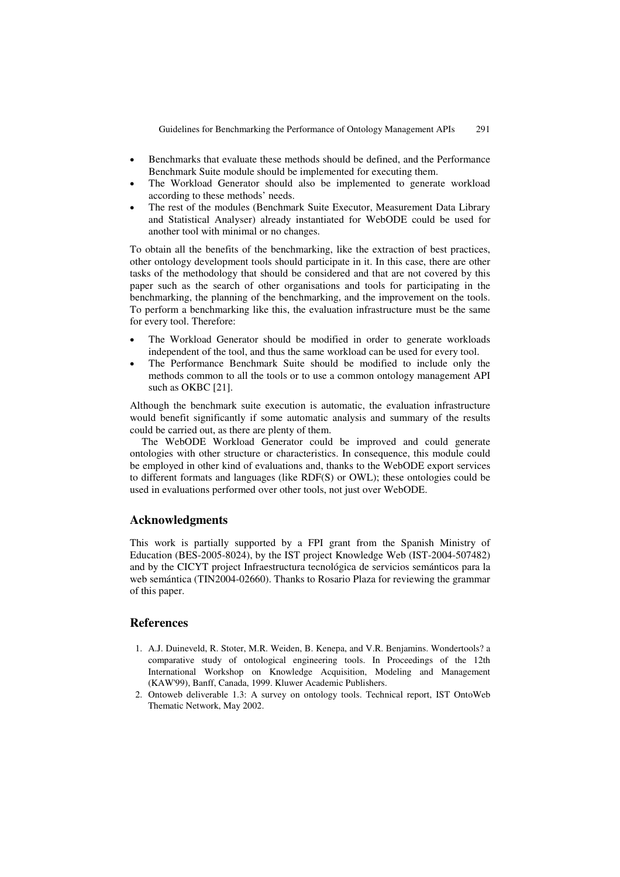- Benchmarks that evaluate these methods should be defined, and the Performance Benchmark Suite module should be implemented for executing them.
- The Workload Generator should also be implemented to generate workload according to these methods' needs.
- The rest of the modules (Benchmark Suite Executor, Measurement Data Library and Statistical Analyser) already instantiated for WebODE could be used for another tool with minimal or no changes.

To obtain all the benefits of the benchmarking, like the extraction of best practices, other ontology development tools should participate in it. In this case, there are other tasks of the methodology that should be considered and that are not covered by this paper such as the search of other organisations and tools for participating in the benchmarking, the planning of the benchmarking, and the improvement on the tools. To perform a benchmarking like this, the evaluation infrastructure must be the same for every tool. Therefore:

- The Workload Generator should be modified in order to generate workloads independent of the tool, and thus the same workload can be used for every tool.
- The Performance Benchmark Suite should be modified to include only the methods common to all the tools or to use a common ontology management API such as OKBC [21].

Although the benchmark suite execution is automatic, the evaluation infrastructure would benefit significantly if some automatic analysis and summary of the results could be carried out, as there are plenty of them.

The WebODE Workload Generator could be improved and could generate ontologies with other structure or characteristics. In consequence, this module could be employed in other kind of evaluations and, thanks to the WebODE export services to different formats and languages (like RDF(S) or OWL); these ontologies could be used in evaluations performed over other tools, not just over WebODE.

## Acknowledgments

This work is partially supported by a FPI grant from the Spanish Ministry of Education (BES-2005-8024), by the IST project Knowledge Web (IST-2004-507482) and by the CICYT project Infraestructura tecnológica de servicios semánticos para la web semántica (TIN2004-02660). Thanks to Rosario Plaza for reviewing the grammar of this paper.

## References

1. A.J. Duineveld, R. Stoter, M.R. Weiden, B. Kenepa, and V.R. Benjamins. Wondertools? a comparative study of ontological engineering tools. In Proceedings of the 12th International Workshop on Knowledge Acquisition, Modeling and Management (KAW'99), Banff, Canada, 1999. Kluwer Academic Publishers.
2. Ontoweb deliverable 1.3: A survey on ontology tools. Technical report, IST OntoWeb Thematic Network, May 2002.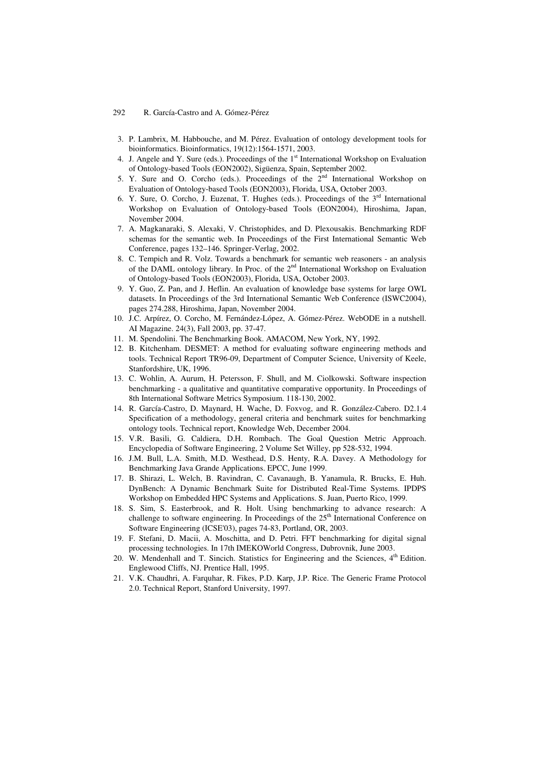3. P. Lambrix, M. Habbouche, and M. Pérez. Evaluation of ontology development tools for bioinformatics. Bioinformatics, 19(12):1564-1571, 2003.
4. J. Angele and Y. Sure (eds.). Proceedings of the 1st International Workshop on Evaluation of Ontology-based Tools (EON2002), Sigüenza, Spain, September 2002.
5. Y. Sure and O. Corcho (eds.). Proceedings of the 2nd International Workshop on Evaluation of Ontology-based Tools (EON2003), Florida, USA, October 2003.
6. Y. Sure, O. Corcho, J. Euzenat, T. Hughes (eds.). Proceedings of the 3rd International Workshop on Evaluation of Ontology-based Tools (EON2004), Hiroshima, Japan, November 2004.
7. A. Magkanaraki, S. Alexaki, V. Christophides, and D. Plexousakis. Benchmarking RDF schemas for the semantic web. In Proceedings of the First International Semantic Web Conference, pages 132–146. Springer-Verlag, 2002.
8. C. Tempich and R. Volz. Towards a benchmark for semantic web reasoners - an analysis of the DAML ontology library. In Proc. of the 2nd International Workshop on Evaluation of Ontology-based Tools (EON2003), Florida, USA, October 2003.
9. Y. Guo, Z. Pan, and J. Heflin. An evaluation of knowledge base systems for large OWL datasets. In Proceedings of the 3rd International Semantic Web Conference (ISWC2004), pages 274.288, Hiroshima, Japan, November 2004.
10. J.C. Arpírez, O. Corcho, M. Fernández-López, A. Gómez-Pérez. WebODE in a nutshell. AI Magazine. 24(3), Fall 2003, pp. 37-47.
11. M. Spendolini. The Benchmarking Book. AMACOM, New York, NY, 1992.
12. B. Kitchenham. DESMET: A method for evaluating software engineering methods and tools. Technical Report TR96-09, Department of Computer Science, University of Keele, Stanfordshire, UK, 1996.
13. C. Wohlin, A. Aurum, H. Petersson, F. Shull, and M. Ciolkowski. Software inspection benchmarking - a qualitative and quantitative comparative opportunity. In Proceedings of 8th International Software Metrics Symposium. 118-130, 2002.
14. R. García-Castro, D. Maynard, H. Wache, D. Foxvog, and R. González-Cabero. D2.1.4 Specification of a methodology, general criteria and benchmark suites for benchmarking ontology tools. Technical report, Knowledge Web, December 2004.
15. V.R. Basili, G. Caldiera, D.H. Rombach. The Goal Question Metric Approach. Encyclopedia of Software Engineering, 2 Volume Set Willey, pp 528-532, 1994.
16. J.M. Bull, L.A. Smith, M.D. Westhead, D.S. Henty, R.A. Davey. A Methodology for Benchmarking Java Grande Applications. EPCC, June 1999.
17. B. Shirazi, L. Welch, B. Ravindran, C. Cavanaugh, B. Yanamula, R. Brucks, E. Huh. DynBench: A Dynamic Benchmark Suite for Distributed Real-Time Systems. IPDPS Workshop on Embedded HPC Systems and Applications. S. Juan, Puerto Rico, 1999.
18. S. Sim, S. Easterbrook, and R. Holt. Using benchmarking to advance research: A challenge to software engineering. In Proceedings of the 25th International Conference on Software Engineering (ICSE'03), pages 74-83, Portland, OR, 2003.
19. F. Stefani, D. Macii, A. Moschitta, and D. Petri. FFT benchmarking for digital signal processing technologies. In 17th IMEKOWorld Congress, Dubrovnik, June 2003.
20. W. Mendenhall and T. Sincich. Statistics for Engineering and the Sciences, 4th Edition. Englewood Cliffs, NJ. Prentice Hall, 1995.
21. V.K. Chaudhri, A. Farquhar, R. Fikes, P.D. Karp, J.P. Rice. The Generic Frame Protocol 2.0. Technical Report, Stanford University, 1997.